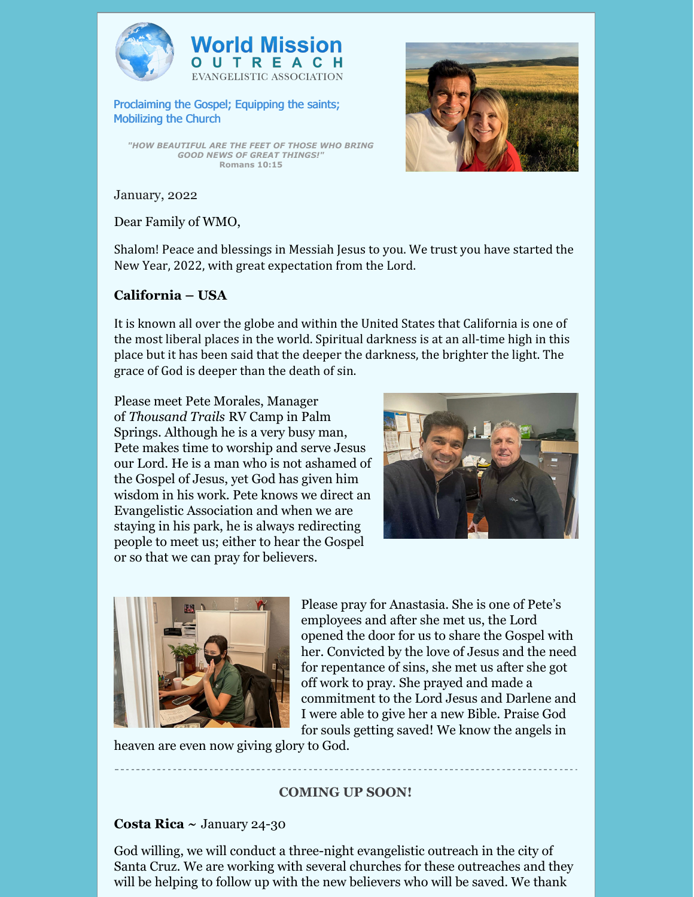# World Mission OUTREACH

EVANGELISTIC ASSOCIATION

Proclaiming the Gospel; Equipping the saints; Mobilizing the Church

*"HOW BEAUTIFUL ARE THE FEET OF THOSE WHO BRING GOOD NEWS OF GREAT THINGS!"*
**Romans 10:15**

January, 2022

Dear Family of WMO,

Shalom! Peace and blessings in Messiah Jesus to you. We trust you have started the New Year, 2022, with great expectation from the Lord.

## California – USA

It is known all over the globe and within the United States that California is one of the most liberal places in the world. Spiritual darkness is at an all-time high in this place but it has been said that the deeper the darkness, the brighter the light. The grace of God is deeper than the death of sin.

Please meet Pete Morales, Manager of *Thousand Trails* RV Camp in Palm Springs. Although he is a very busy man, Pete makes time to worship and serve Jesus our Lord. He is a man who is not ashamed of the Gospel of Jesus, yet God has given him wisdom in his work. Pete knows we direct an Evangelistic Association and when we are staying in his park, he is always redirecting people to meet us; either to hear the Gospel or so that we can pray for believers.

Please pray for Anastasia. She is one of Pete's employees and after she met us, the Lord opened the door for us to share the Gospel with her. Convicted by the love of Jesus and the need for repentance of sins, she met us after she got off work to pray. She prayed and made a commitment to the Lord Jesus and Darlene and I were able to give her a new Bible. Praise God for souls getting saved! We know the angels in heaven are even now giving glory to God.

---

## COMING UP SOON!

**Costa Rica** ~ January 24-30

God willing, we will conduct a three-night evangelistic outreach in the city of Santa Cruz. We are working with several churches for these outreaches and they will be helping to follow up with the new believers who will be saved. We thank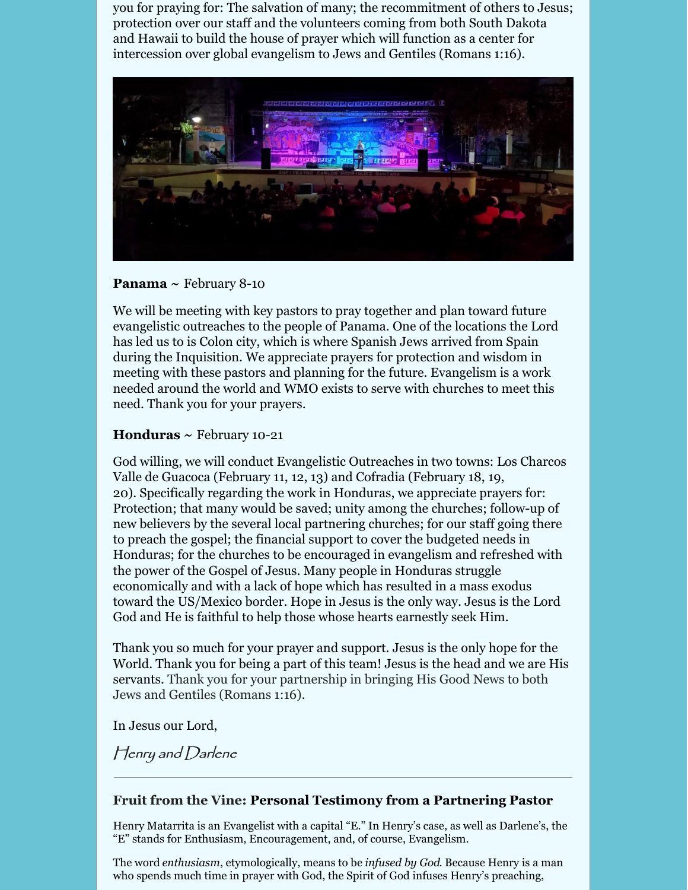you for praying for: The salvation of many; the recommitment of others to Jesus; protection over our staff and the volunteers coming from both South Dakota and Hawaii to build the house of prayer which will function as a center for intercession over global evangelism to Jews and Gentiles (Romans 1:16).

**Panama** ~ February 8-10

We will be meeting with key pastors to pray together and plan toward future evangelistic outreaches to the people of Panama. One of the locations the Lord has led us to is Colon city, which is where Spanish Jews arrived from Spain during the Inquisition. We appreciate prayers for protection and wisdom in meeting with these pastors and planning for the future. Evangelism is a work needed around the world and WMO exists to serve with churches to meet this need. Thank you for your prayers.

**Honduras** ~ February 10-21

God willing, we will conduct Evangelistic Outreaches in two towns: Los Charcos Valle de Guacoca (February 11, 12, 13) and Cofradia (February 18, 19, 20). Specifically regarding the work in Honduras, we appreciate prayers for: Protection; that many would be saved; unity among the churches; follow-up of new believers by the several local partnering churches; for our staff going there to preach the gospel; the financial support to cover the budgeted needs in Honduras; for the churches to be encouraged in evangelism and refreshed with the power of the Gospel of Jesus. Many people in Honduras struggle economically and with a lack of hope which has resulted in a mass exodus toward the US/Mexico border. Hope in Jesus is the only way. Jesus is the Lord God and He is faithful to help those whose hearts earnestly seek Him.

Thank you so much for your prayer and support. Jesus is the only hope for the World. Thank you for being a part of this team! Jesus is the head and we are His servants. Thank you for your partnership in bringing His Good News to both Jews and Gentiles (Romans 1:16).

In Jesus our Lord,

*Henry and Darlene*

---

### Fruit from the Vine: Personal Testimony from a Partnering Pastor

Henry Matarrita is an Evangelist with a capital "E." In Henry's case, as well as Darlene's, the "E" stands for Enthusiasm, Encouragement, and, of course, Evangelism.

The word *enthusiasm*, etymologically, means to be *infused by God*. Because Henry is a man who spends much time in prayer with God, the Spirit of God infuses Henry's preaching,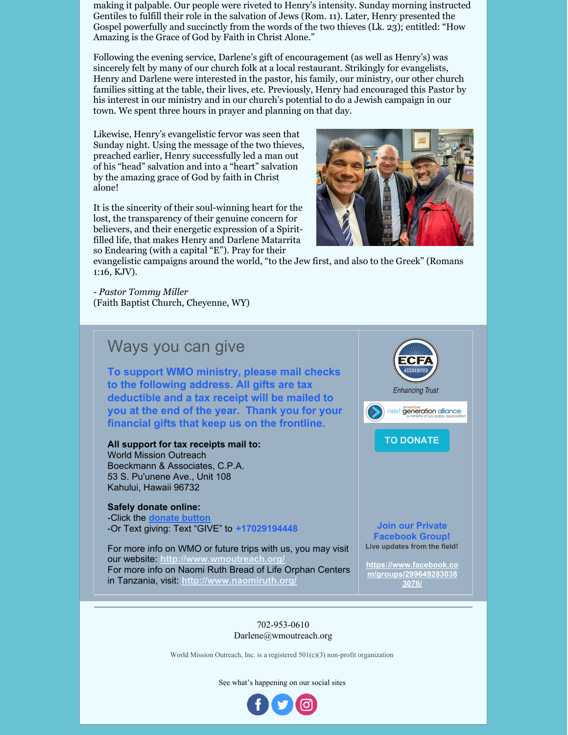making it palpable. Our people were riveted to Henry's intensity. Sunday morning instructed Gentiles to fulfill their role in the salvation of Jews (Rom. 11). Later, Henry presented the Gospel powerfully and succinctly from the words of the two thieves (Lk. 23); entitled: "How Amazing is the Grace of God by Faith in Christ Alone."

Following the evening service, Darlene's gift of encouragement (as well as Henry's) was sincerely felt by many of our church folk at a local restaurant. Strikingly for evangelists, Henry and Darlene were interested in the pastor, his family, our ministry, our other church families sitting at the table, their lives, etc. Previously, Henry had encouraged this Pastor by his interest in our ministry and in our church's potential to do a Jewish campaign in our town. We spent three hours in prayer and planning on that day.

Likewise, Henry's evangelistic fervor was seen that Sunday night. Using the message of the two thieves, preached earlier, Henry successfully led a man out of his "head" salvation and into a "heart" salvation by the amazing grace of God by faith in Christ alone!

It is the sincerity of their soul-winning heart for the lost, the transparency of their genuine concern for believers, and their energetic expression of a Spirit-filled life, that makes Henry and Darlene Matarrita so Endearing (with a capital "E"). Pray for their evangelistic campaigns around the world, "to the Jew first, and also to the Greek" (Romans 1:16, KJV).

*- Pastor Tommy Miller*
(Faith Baptist Church, Cheyenne, WY)

## Ways you can give

**To support WMO ministry, please mail checks to the following address. All gifts are tax deductible and a tax receipt will be mailed to you at the end of the year. Thank you for your financial gifts that keep us on the frontline.**

**All support for tax receipts mail to:**
World Mission Outreach
Boeckmann & Associates, C.P.A.
53 S. Pu'unene Ave., Unit 108
Kahului, Hawaii 96732

**Safely donate online:**
-Click the donate button
-Or Text giving: Text "GIVE" to +17029194448

For more info on WMO or future trips with us, you may visit our website: http://www.wmoutreach.org/
For more info on Naomi Ruth Bread of Life Orphan Centers in Tanzania, visit: http://www.naomiruth.org/

ECFA ACCREDITED
Enhancing Trust

member next generation alliance — a ministry of luis palau association

TO DONATE

**Join our Private Facebook Group!**
**Live updates from the field!**

https://www.facebook.com/groups/2996492830383076/

702-953-0610
Darlene@wmoutreach.org

World Mission Outreach, Inc. is a registered 501(c)(3) non-profit organization

See what's happening on our social sites